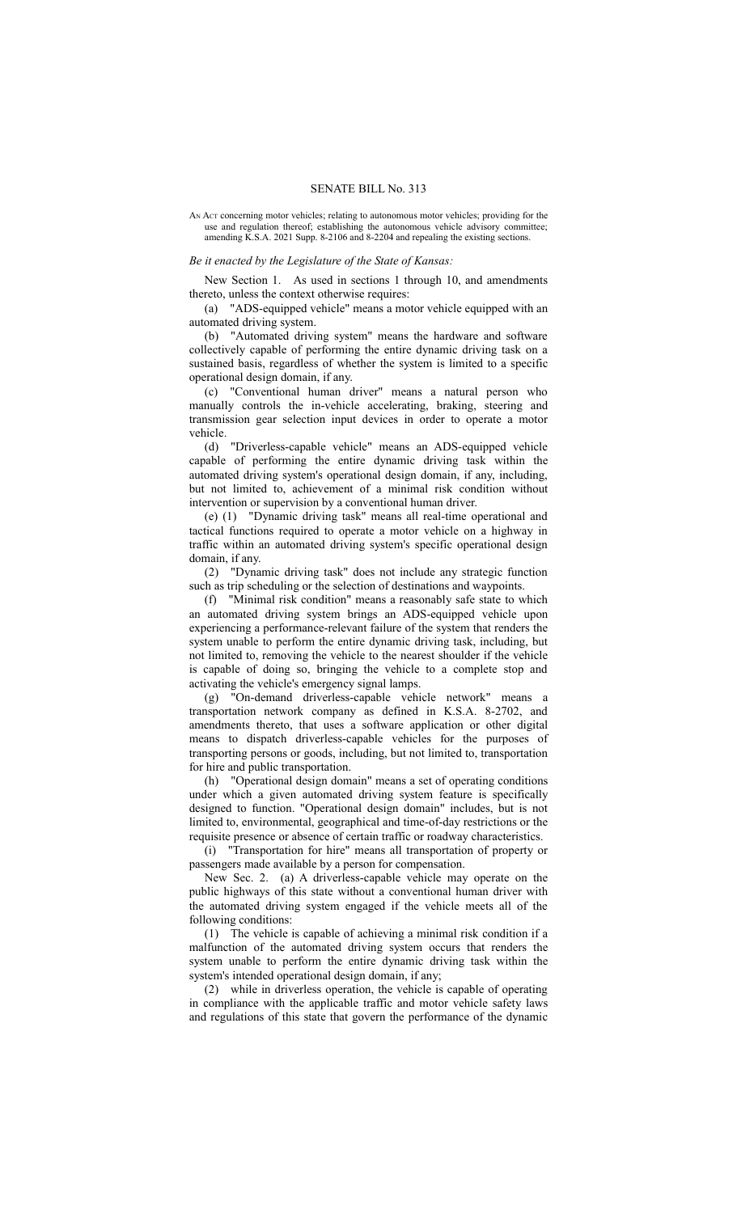# SENATE BILL No. 313

AN ACT concerning motor vehicles; relating to autonomous motor vehicles; providing for the use and regulation thereof; establishing the autonomous vehicle advisory committee; amending K.S.A. 2021 Supp. 8-2106 and 8-2204 and repealing the existing sections.

*Be it enacted by the Legislature of the State of Kansas:*

New Section 1. As used in sections 1 through 10, and amendments thereto, unless the context otherwise requires:

(a) "ADS-equipped vehicle" means a motor vehicle equipped with an automated driving system.

(b) "Automated driving system" means the hardware and software collectively capable of performing the entire dynamic driving task on a sustained basis, regardless of whether the system is limited to a specific operational design domain, if any.

(c) "Conventional human driver" means a natural person who manually controls the in-vehicle accelerating, braking, steering and transmission gear selection input devices in order to operate a motor vehicle.

(d) "Driverless-capable vehicle" means an ADS-equipped vehicle capable of performing the entire dynamic driving task within the automated driving system's operational design domain, if any, including, but not limited to, achievement of a minimal risk condition without intervention or supervision by a conventional human driver.

(e) (1) "Dynamic driving task" means all real-time operational and tactical functions required to operate a motor vehicle on a highway in traffic within an automated driving system's specific operational design domain, if any.

(2) "Dynamic driving task" does not include any strategic function such as trip scheduling or the selection of destinations and waypoints.

(f) "Minimal risk condition" means a reasonably safe state to which an automated driving system brings an ADS-equipped vehicle upon experiencing a performance-relevant failure of the system that renders the system unable to perform the entire dynamic driving task, including, but not limited to, removing the vehicle to the nearest shoulder if the vehicle is capable of doing so, bringing the vehicle to a complete stop and activating the vehicle's emergency signal lamps.

(g) "On-demand driverless-capable vehicle network" means a transportation network company as defined in K.S.A. 8-2702, and amendments thereto, that uses a software application or other digital means to dispatch driverless-capable vehicles for the purposes of transporting persons or goods, including, but not limited to, transportation for hire and public transportation.

(h) "Operational design domain" means a set of operating conditions under which a given automated driving system feature is specifically designed to function. "Operational design domain" includes, but is not limited to, environmental, geographical and time-of-day restrictions or the requisite presence or absence of certain traffic or roadway characteristics.

(i) "Transportation for hire" means all transportation of property or passengers made available by a person for compensation.

New Sec. 2. (a) A driverless-capable vehicle may operate on the public highways of this state without a conventional human driver with the automated driving system engaged if the vehicle meets all of the following conditions:

(1) The vehicle is capable of achieving a minimal risk condition if a malfunction of the automated driving system occurs that renders the system unable to perform the entire dynamic driving task within the system's intended operational design domain, if any;

(2) while in driverless operation, the vehicle is capable of operating in compliance with the applicable traffic and motor vehicle safety laws and regulations of this state that govern the performance of the dynamic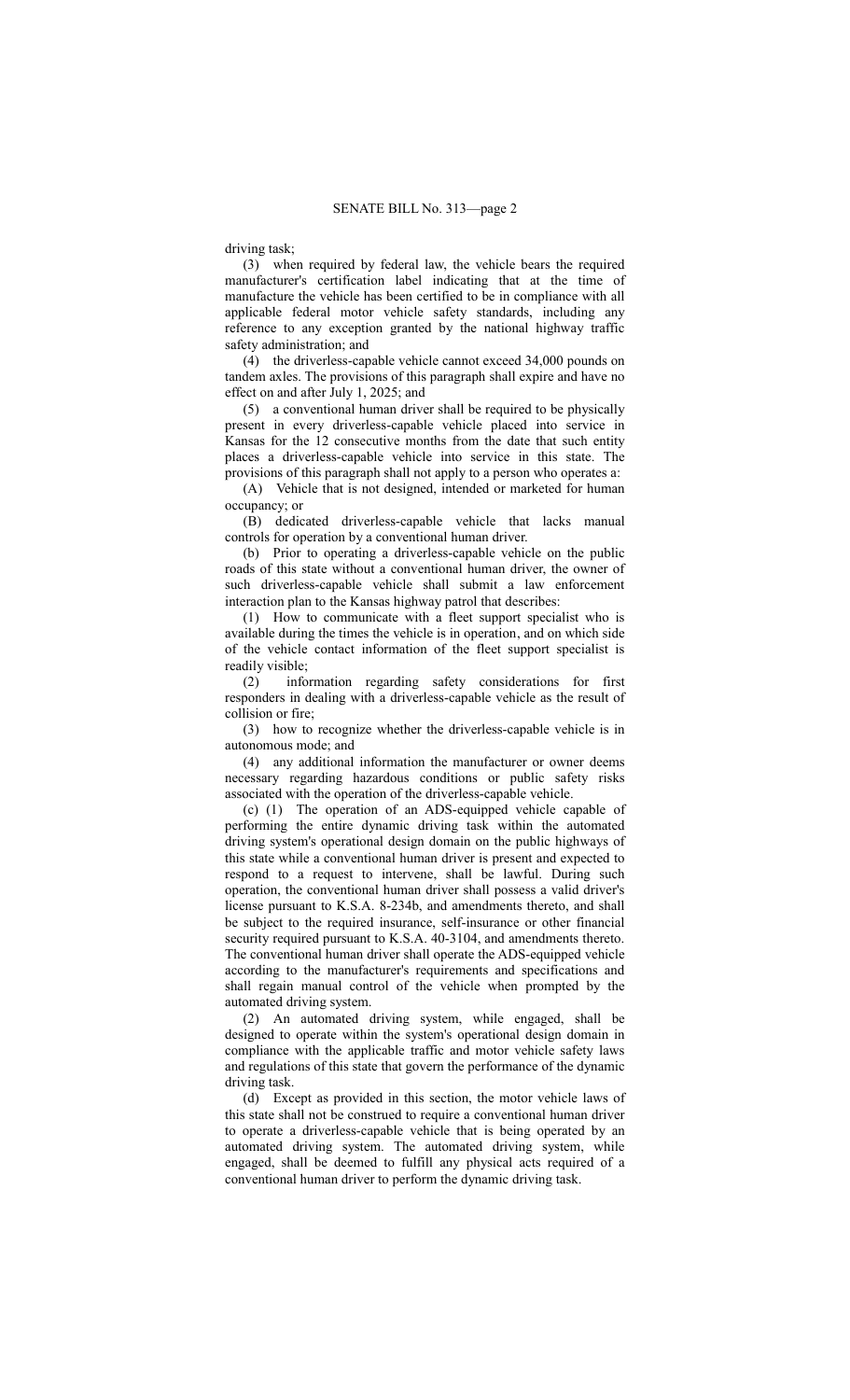driving task;

(3) when required by federal law, the vehicle bears the required manufacturer's certification label indicating that at the time of manufacture the vehicle has been certified to be in compliance with all applicable federal motor vehicle safety standards, including any reference to any exception granted by the national highway traffic safety administration; and

(4) the driverless-capable vehicle cannot exceed 34,000 pounds on tandem axles. The provisions of this paragraph shall expire and have no effect on and after July 1, 2025; and

(5) a conventional human driver shall be required to be physically present in every driverless-capable vehicle placed into service in Kansas for the 12 consecutive months from the date that such entity places a driverless-capable vehicle into service in this state. The provisions of this paragraph shall not apply to a person who operates a:

(A) Vehicle that is not designed, intended or marketed for human occupancy; or

(B) dedicated driverless-capable vehicle that lacks manual controls for operation by a conventional human driver.

(b) Prior to operating a driverless-capable vehicle on the public roads of this state without a conventional human driver, the owner of such driverless-capable vehicle shall submit a law enforcement interaction plan to the Kansas highway patrol that describes:

(1) How to communicate with a fleet support specialist who is available during the times the vehicle is in operation, and on which side of the vehicle contact information of the fleet support specialist is readily visible;

(2) information regarding safety considerations for first responders in dealing with a driverless-capable vehicle as the result of collision or fire;

(3) how to recognize whether the driverless-capable vehicle is in autonomous mode; and

(4) any additional information the manufacturer or owner deems necessary regarding hazardous conditions or public safety risks associated with the operation of the driverless-capable vehicle.

(c) (1) The operation of an ADS-equipped vehicle capable of performing the entire dynamic driving task within the automated driving system's operational design domain on the public highways of this state while a conventional human driver is present and expected to respond to a request to intervene, shall be lawful. During such operation, the conventional human driver shall possess a valid driver's license pursuant to K.S.A. 8-234b, and amendments thereto, and shall be subject to the required insurance, self-insurance or other financial security required pursuant to K.S.A. 40-3104, and amendments thereto. The conventional human driver shall operate the ADS-equipped vehicle according to the manufacturer's requirements and specifications and shall regain manual control of the vehicle when prompted by the automated driving system.

(2) An automated driving system, while engaged, shall be designed to operate within the system's operational design domain in compliance with the applicable traffic and motor vehicle safety laws and regulations of this state that govern the performance of the dynamic driving task.

(d) Except as provided in this section, the motor vehicle laws of this state shall not be construed to require a conventional human driver to operate a driverless-capable vehicle that is being operated by an automated driving system. The automated driving system, while engaged, shall be deemed to fulfill any physical acts required of a conventional human driver to perform the dynamic driving task.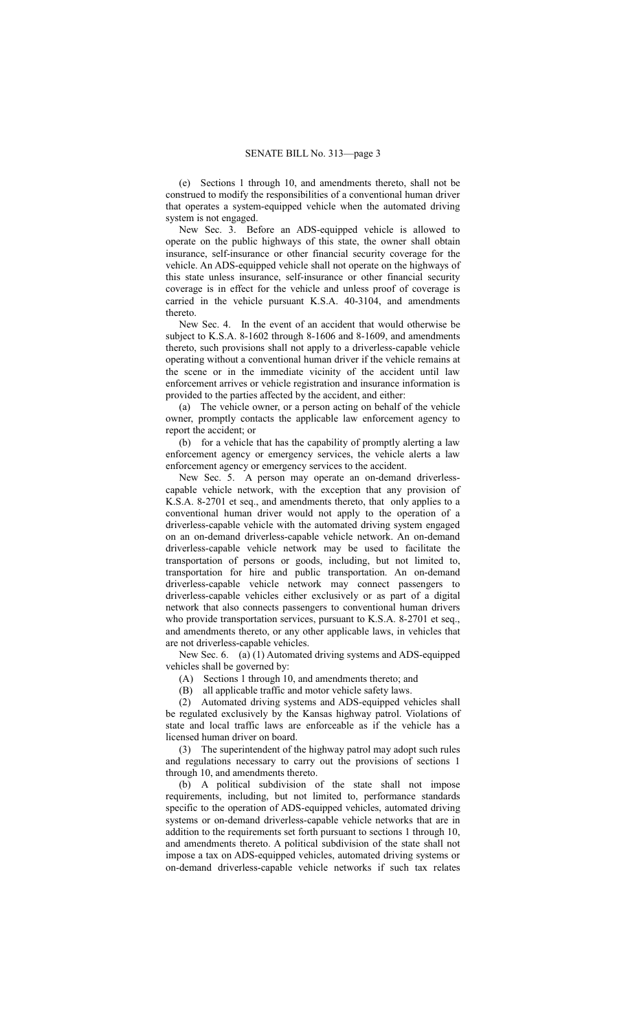(e) Sections 1 through 10, and amendments thereto, shall not be construed to modify the responsibilities of a conventional human driver that operates a system-equipped vehicle when the automated driving system is not engaged.

New Sec. 3. Before an ADS-equipped vehicle is allowed to operate on the public highways of this state, the owner shall obtain insurance, self-insurance or other financial security coverage for the vehicle. An ADS-equipped vehicle shall not operate on the highways of this state unless insurance, self-insurance or other financial security coverage is in effect for the vehicle and unless proof of coverage is carried in the vehicle pursuant K.S.A. 40-3104, and amendments thereto.

New Sec. 4. In the event of an accident that would otherwise be subject to K.S.A. 8-1602 through 8-1606 and 8-1609, and amendments thereto, such provisions shall not apply to a driverless-capable vehicle operating without a conventional human driver if the vehicle remains at the scene or in the immediate vicinity of the accident until law enforcement arrives or vehicle registration and insurance information is provided to the parties affected by the accident, and either:

(a) The vehicle owner, or a person acting on behalf of the vehicle owner, promptly contacts the applicable law enforcement agency to report the accident; or

(b) for a vehicle that has the capability of promptly alerting a law enforcement agency or emergency services, the vehicle alerts a law enforcement agency or emergency services to the accident.

New Sec. 5. A person may operate an on-demand driverless-capable vehicle network, with the exception that any provision of K.S.A. 8-2701 et seq., and amendments thereto, that only applies to a conventional human driver would not apply to the operation of a driverless-capable vehicle with the automated driving system engaged on an on-demand driverless-capable vehicle network. An on-demand driverless-capable vehicle network may be used to facilitate the transportation of persons or goods, including, but not limited to, transportation for hire and public transportation. An on-demand driverless-capable vehicle network may connect passengers to driverless-capable vehicles either exclusively or as part of a digital network that also connects passengers to conventional human drivers who provide transportation services, pursuant to K.S.A. 8-2701 et seq., and amendments thereto, or any other applicable laws, in vehicles that are not driverless-capable vehicles.

New Sec. 6. (a) (1) Automated driving systems and ADS-equipped vehicles shall be governed by:

(A) Sections 1 through 10, and amendments thereto; and

(B) all applicable traffic and motor vehicle safety laws.

(2) Automated driving systems and ADS-equipped vehicles shall be regulated exclusively by the Kansas highway patrol. Violations of state and local traffic laws are enforceable as if the vehicle has a licensed human driver on board.

(3) The superintendent of the highway patrol may adopt such rules and regulations necessary to carry out the provisions of sections 1 through 10, and amendments thereto.

(b) A political subdivision of the state shall not impose requirements, including, but not limited to, performance standards specific to the operation of ADS-equipped vehicles, automated driving systems or on-demand driverless-capable vehicle networks that are in addition to the requirements set forth pursuant to sections 1 through 10, and amendments thereto. A political subdivision of the state shall not impose a tax on ADS-equipped vehicles, automated driving systems or on-demand driverless-capable vehicle networks if such tax relates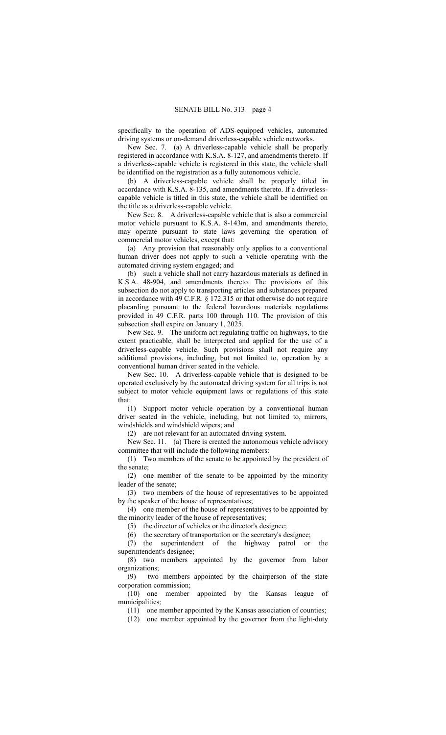specifically to the operation of ADS-equipped vehicles, automated driving systems or on-demand driverless-capable vehicle networks.

New Sec. 7. (a) A driverless-capable vehicle shall be properly registered in accordance with K.S.A. 8-127, and amendments thereto. If a driverless-capable vehicle is registered in this state, the vehicle shall be identified on the registration as a fully autonomous vehicle.

(b) A driverless-capable vehicle shall be properly titled in accordance with K.S.A. 8-135, and amendments thereto. If a driverless-capable vehicle is titled in this state, the vehicle shall be identified on the title as a driverless-capable vehicle.

New Sec. 8. A driverless-capable vehicle that is also a commercial motor vehicle pursuant to K.S.A. 8-143m, and amendments thereto, may operate pursuant to state laws governing the operation of commercial motor vehicles, except that:

(a) Any provision that reasonably only applies to a conventional human driver does not apply to such a vehicle operating with the automated driving system engaged; and

(b) such a vehicle shall not carry hazardous materials as defined in K.S.A. 48-904, and amendments thereto. The provisions of this subsection do not apply to transporting articles and substances prepared in accordance with 49 C.F.R. § 172.315 or that otherwise do not require placarding pursuant to the federal hazardous materials regulations provided in 49 C.F.R. parts 100 through 110. The provision of this subsection shall expire on January 1, 2025.

New Sec. 9. The uniform act regulating traffic on highways, to the extent practicable, shall be interpreted and applied for the use of a driverless-capable vehicle. Such provisions shall not require any additional provisions, including, but not limited to, operation by a conventional human driver seated in the vehicle.

New Sec. 10. A driverless-capable vehicle that is designed to be operated exclusively by the automated driving system for all trips is not subject to motor vehicle equipment laws or regulations of this state that:

(1) Support motor vehicle operation by a conventional human driver seated in the vehicle, including, but not limited to, mirrors, windshields and windshield wipers; and

(2) are not relevant for an automated driving system.

New Sec. 11. (a) There is created the autonomous vehicle advisory committee that will include the following members:

(1) Two members of the senate to be appointed by the president of the senate;

(2) one member of the senate to be appointed by the minority leader of the senate;

(3) two members of the house of representatives to be appointed by the speaker of the house of representatives;

(4) one member of the house of representatives to be appointed by the minority leader of the house of representatives;

(5) the director of vehicles or the director's designee;

(6) the secretary of transportation or the secretary's designee;

(7) the superintendent of the highway patrol or the superintendent's designee;

(8) two members appointed by the governor from labor organizations;

(9) two members appointed by the chairperson of the state corporation commission;

(10) one member appointed by the Kansas league of municipalities;

(11) one member appointed by the Kansas association of counties;

(12) one member appointed by the governor from the light-duty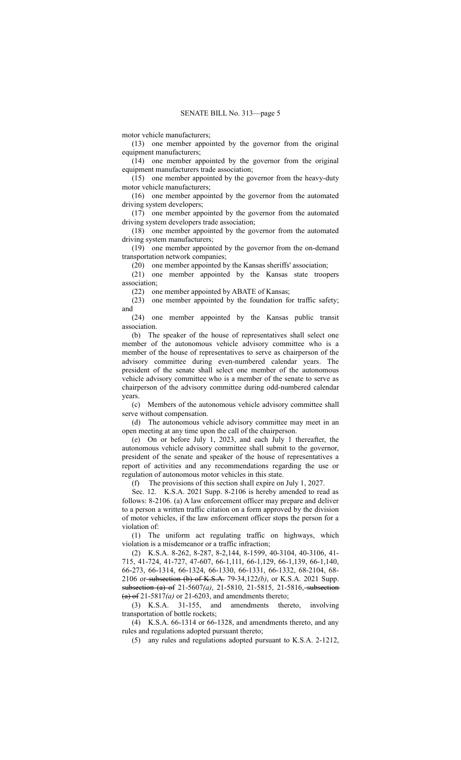motor vehicle manufacturers;

(13) one member appointed by the governor from the original equipment manufacturers;

(14) one member appointed by the governor from the original equipment manufacturers trade association;

(15) one member appointed by the governor from the heavy-duty motor vehicle manufacturers;

(16) one member appointed by the governor from the automated driving system developers;

(17) one member appointed by the governor from the automated driving system developers trade association;

(18) one member appointed by the governor from the automated driving system manufacturers;

(19) one member appointed by the governor from the on-demand transportation network companies;

(20) one member appointed by the Kansas sheriffs' association;

(21) one member appointed by the Kansas state troopers association;

(22) one member appointed by ABATE of Kansas;

(23) one member appointed by the foundation for traffic safety; and

(24) one member appointed by the Kansas public transit association.

(b) The speaker of the house of representatives shall select one member of the autonomous vehicle advisory committee who is a member of the house of representatives to serve as chairperson of the advisory committee during even-numbered calendar years. The president of the senate shall select one member of the autonomous vehicle advisory committee who is a member of the senate to serve as chairperson of the advisory committee during odd-numbered calendar years.

(c) Members of the autonomous vehicle advisory committee shall serve without compensation.

(d) The autonomous vehicle advisory committee may meet in an open meeting at any time upon the call of the chairperson.

(e) On or before July 1, 2023, and each July 1 thereafter, the autonomous vehicle advisory committee shall submit to the governor, president of the senate and speaker of the house of representatives a report of activities and any recommendations regarding the use or regulation of autonomous motor vehicles in this state.

(f) The provisions of this section shall expire on July 1, 2027.

Sec. 12. K.S.A. 2021 Supp. 8-2106 is hereby amended to read as follows: 8-2106. (a) A law enforcement officer may prepare and deliver to a person a written traffic citation on a form approved by the division of motor vehicles, if the law enforcement officer stops the person for a violation of:

(1) The uniform act regulating traffic on highways, which violation is a misdemeanor or a traffic infraction;

(2) K.S.A. 8-262, 8-287, 8-2,144, 8-1599, 40-3104, 40-3106, 41-715, 41-724, 41-727, 47-607, 66-1,111, 66-1,129, 66-1,139, 66-1,140, 66-273, 66-1314, 66-1324, 66-1330, 66-1331, 66-1332, 68-2104, 68-2106 or ~~subsection (b) of K.S.A.~~ 79-34,122*(b)*, or K.S.A. 2021 Supp. ~~subsection (a) of~~ 21-5607*(a)*, 21-5810, 21-5815, 21-5816, ~~subsection (a) of~~ 21-5817*(a)* or 21-6203, and amendments thereto;

(3) K.S.A. 31-155, and amendments thereto, involving transportation of bottle rockets;

(4) K.S.A. 66-1314 or 66-1328, and amendments thereto, and any rules and regulations adopted pursuant thereto;

(5) any rules and regulations adopted pursuant to K.S.A. 2-1212,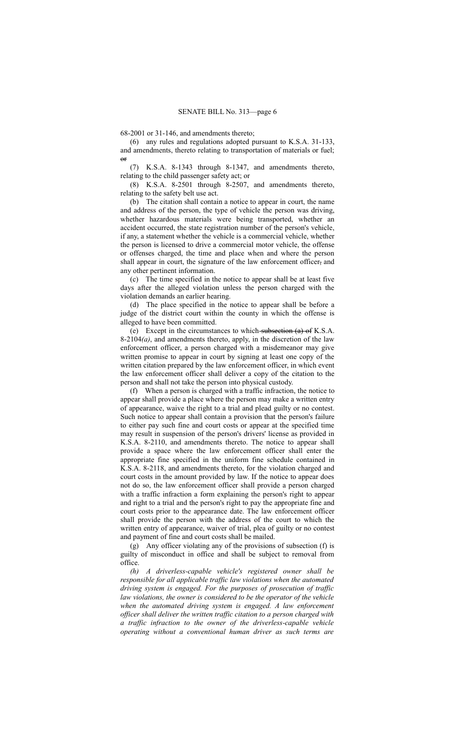68-2001 or 31-146, and amendments thereto;

(6) any rules and regulations adopted pursuant to K.S.A. 31-133, and amendments, thereto relating to transportation of materials or fuel; ~~or~~

(7) K.S.A. 8-1343 through 8-1347, and amendments thereto, relating to the child passenger safety act; or

(8) K.S.A. 8-2501 through 8-2507, and amendments thereto, relating to the safety belt use act.

(b) The citation shall contain a notice to appear in court, the name and address of the person, the type of vehicle the person was driving, whether hazardous materials were being transported, whether an accident occurred, the state registration number of the person's vehicle, if any, a statement whether the vehicle is a commercial vehicle, whether the person is licensed to drive a commercial motor vehicle, the offense or offenses charged, the time and place when and where the person shall appear in court, the signature of the law enforcement officer~~,~~ and any other pertinent information.

(c) The time specified in the notice to appear shall be at least five days after the alleged violation unless the person charged with the violation demands an earlier hearing.

(d) The place specified in the notice to appear shall be before a judge of the district court within the county in which the offense is alleged to have been committed.

(e) Except in the circumstances to which ~~subsection (a) of~~ K.S.A. 8-2104*(a)*, and amendments thereto, apply, in the discretion of the law enforcement officer, a person charged with a misdemeanor may give written promise to appear in court by signing at least one copy of the written citation prepared by the law enforcement officer, in which event the law enforcement officer shall deliver a copy of the citation to the person and shall not take the person into physical custody.

(f) When a person is charged with a traffic infraction, the notice to appear shall provide a place where the person may make a written entry of appearance, waive the right to a trial and plead guilty or no contest. Such notice to appear shall contain a provision that the person's failure to either pay such fine and court costs or appear at the specified time may result in suspension of the person's drivers' license as provided in K.S.A. 8-2110, and amendments thereto. The notice to appear shall provide a space where the law enforcement officer shall enter the appropriate fine specified in the uniform fine schedule contained in K.S.A. 8-2118, and amendments thereto, for the violation charged and court costs in the amount provided by law. If the notice to appear does not do so, the law enforcement officer shall provide a person charged with a traffic infraction a form explaining the person's right to appear and right to a trial and the person's right to pay the appropriate fine and court costs prior to the appearance date. The law enforcement officer shall provide the person with the address of the court to which the written entry of appearance, waiver of trial, plea of guilty or no contest and payment of fine and court costs shall be mailed.

(g) Any officer violating any of the provisions of subsection (f) is guilty of misconduct in office and shall be subject to removal from office.

*(h) A driverless-capable vehicle's registered owner shall be responsible for all applicable traffic law violations when the automated driving system is engaged. For the purposes of prosecution of traffic law violations, the owner is considered to be the operator of the vehicle when the automated driving system is engaged. A law enforcement officer shall deliver the written traffic citation to a person charged with a traffic infraction to the owner of the driverless-capable vehicle operating without a conventional human driver as such terms are*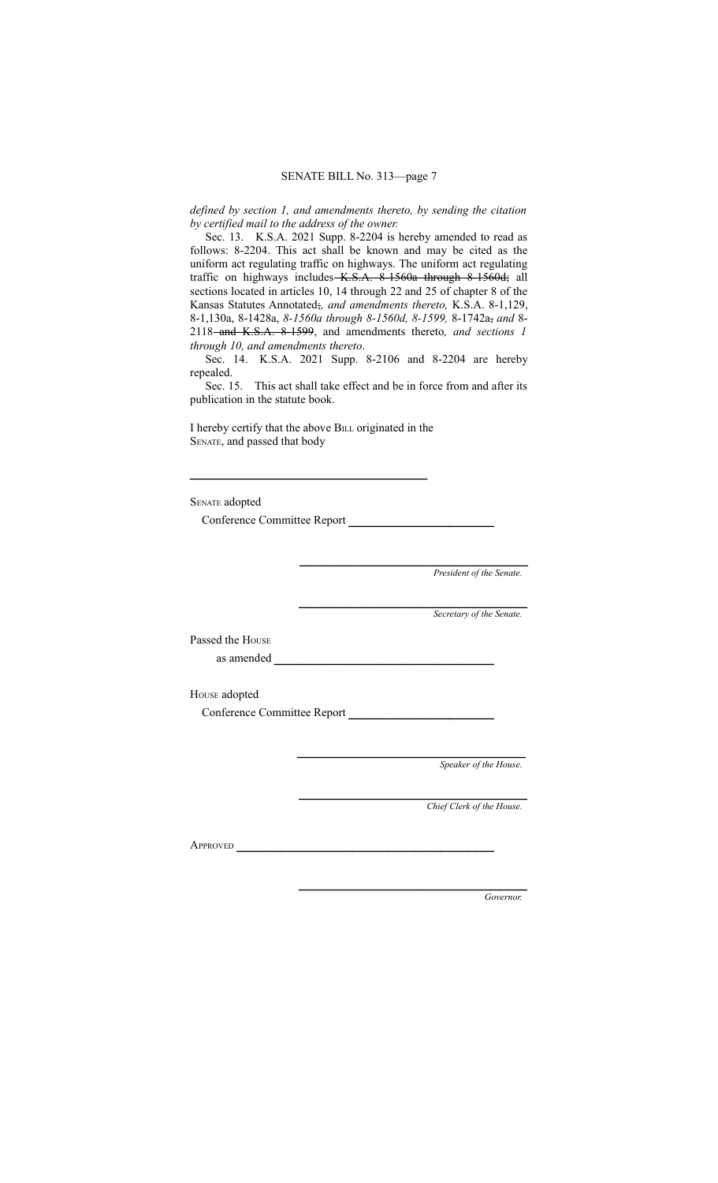*defined by section 1, and amendments thereto, by sending the citation by certified mail to the address of the owner.*

Sec. 13. K.S.A. 2021 Supp. 8-2204 is hereby amended to read as follows: 8-2204. This act shall be known and may be cited as the uniform act regulating traffic on highways. The uniform act regulating traffic on highways includes ~~K.S.A. 8-1560a through 8-1560d,~~ all sections located in articles 10, 14 through 22 and 25 of chapter 8 of the Kansas Statutes Annotated~~;~~*, and amendments thereto,* K.S.A. 8-1,129, 8-1,130a, 8-1428a, *8-1560a through 8-1560d, 8-1599,* 8-1742a~~,~~ *and* 8-2118 ~~and K.S.A. 8-1599~~, and amendments thereto*, and sections 1 through 10, and amendments thereto*.

Sec. 14. K.S.A. 2021 Supp. 8-2106 and 8-2204 are hereby repealed.

Sec. 15. This act shall take effect and be in force from and after its publication in the statute book.

I hereby certify that the above BILL originated in the SENATE, and passed that body

\_\_\_\_\_\_\_\_\_\_\_\_\_\_\_\_\_\_\_\_\_\_\_\_\_\_\_\_

SENATE adopted
Conference Committee Report \_\_\_\_\_\_\_\_\_\_\_\_\_\_\_\_\_\_\_\_

\_\_\_\_\_\_\_\_\_\_\_\_\_\_\_\_\_\_\_\_\_\_\_\_\_\_\_\_
*President of the Senate.*

\_\_\_\_\_\_\_\_\_\_\_\_\_\_\_\_\_\_\_\_\_\_\_\_\_\_\_\_
*Secretary of the Senate.*

Passed the HOUSE
as amended \_\_\_\_\_\_\_\_\_\_\_\_\_\_\_\_\_\_\_\_\_\_\_\_\_\_\_\_

HOUSE adopted
Conference Committee Report \_\_\_\_\_\_\_\_\_\_\_\_\_\_\_\_\_\_\_\_

\_\_\_\_\_\_\_\_\_\_\_\_\_\_\_\_\_\_\_\_\_\_\_\_\_\_\_\_
*Speaker of the House.*

\_\_\_\_\_\_\_\_\_\_\_\_\_\_\_\_\_\_\_\_\_\_\_\_\_\_\_\_
*Chief Clerk of the House.*

APPROVED \_\_\_\_\_\_\_\_\_\_\_\_\_\_\_\_\_\_\_\_\_\_\_\_\_\_\_\_

\_\_\_\_\_\_\_\_\_\_\_\_\_\_\_\_\_\_\_\_\_\_\_\_\_\_\_\_
*Governor.*